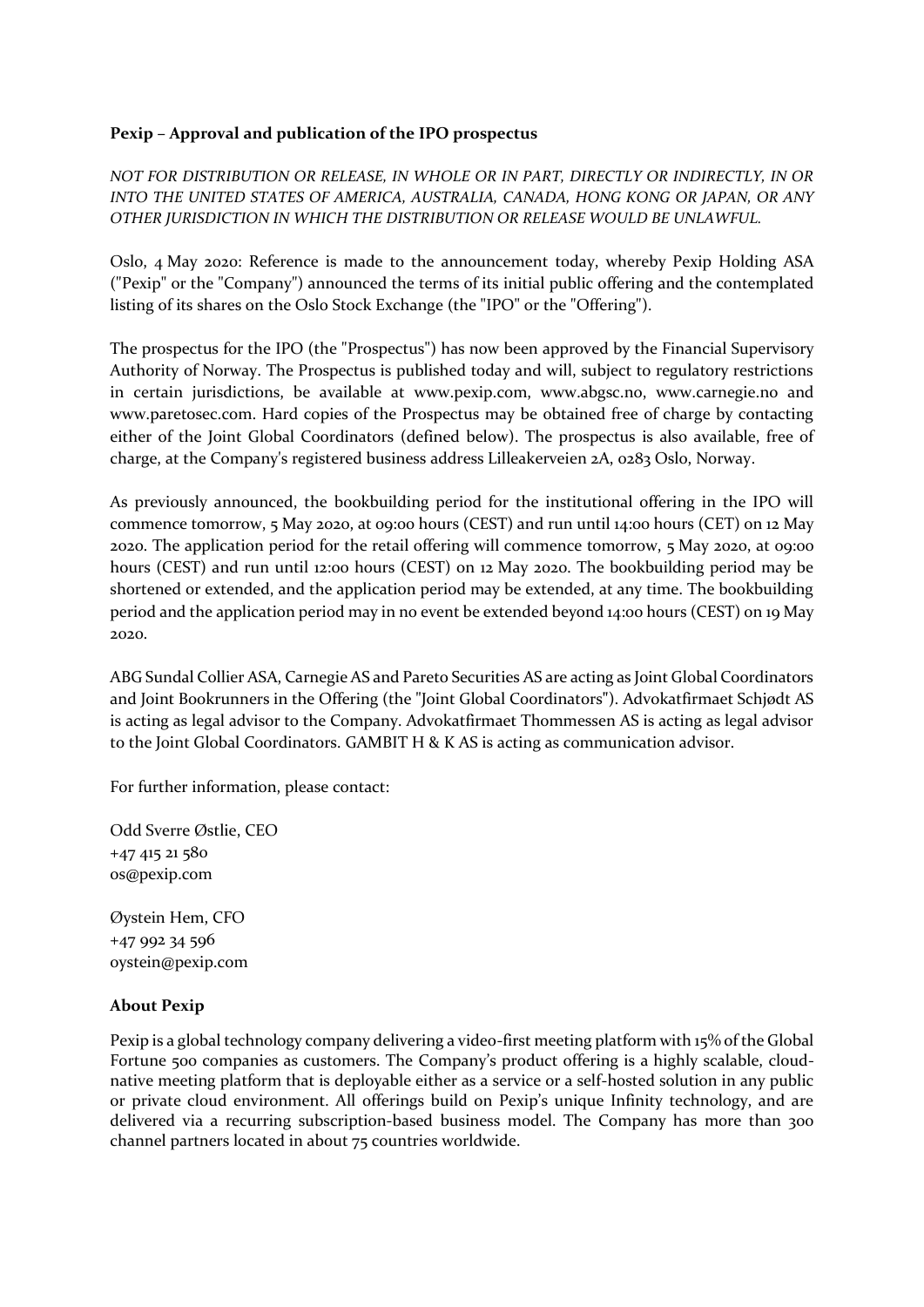**Pexip – Approval and publication of the IPO prospectus**

*NOT FOR DISTRIBUTION OR RELEASE, IN WHOLE OR IN PART, DIRECTLY OR INDIRECTLY, IN OR INTO THE UNITED STATES OF AMERICA, AUSTRALIA, CANADA, HONG KONG OR JAPAN, OR ANY OTHER JURISDICTION IN WHICH THE DISTRIBUTION OR RELEASE WOULD BE UNLAWFUL.*

Oslo, 4 May 2020: Reference is made to the announcement today, whereby Pexip Holding ASA ("Pexip" or the "Company") announced the terms of its initial public offering and the contemplated listing of its shares on the Oslo Stock Exchange (the "IPO" or the "Offering").

The prospectus for the IPO (the "Prospectus") has now been approved by the Financial Supervisory Authority of Norway. The Prospectus is published today and will, subject to regulatory restrictions in certain jurisdictions, be available at www.pexip.com, www.abgsc.no, www.carnegie.no and www.paretosec.com. Hard copies of the Prospectus may be obtained free of charge by contacting either of the Joint Global Coordinators (defined below). The prospectus is also available, free of charge, at the Company's registered business address Lilleakerveien 2A, 0283 Oslo, Norway.

As previously announced, the bookbuilding period for the institutional offering in the IPO will commence tomorrow, 5 May 2020, at 09:00 hours (CEST) and run until 14:00 hours (CET) on 12 May 2020. The application period for the retail offering will commence tomorrow, 5 May 2020, at 09:00 hours (CEST) and run until 12:00 hours (CEST) on 12 May 2020. The bookbuilding period may be shortened or extended, and the application period may be extended, at any time. The bookbuilding period and the application period may in no event be extended beyond 14:00 hours (CEST) on 19 May 2020.

ABG Sundal Collier ASA, Carnegie AS and Pareto Securities AS are acting as Joint Global Coordinators and Joint Bookrunners in the Offering (the "Joint Global Coordinators"). Advokatfirmaet Schjødt AS is acting as legal advisor to the Company. Advokatfirmaet Thommessen AS is acting as legal advisor to the Joint Global Coordinators. GAMBIT H & K AS is acting as communication advisor.

For further information, please contact:

Odd Sverre Østlie, CEO
+47 415 21 580
os@pexip.com

Øystein Hem, CFO
+47 992 34 596
oystein@pexip.com

**About Pexip**

Pexip is a global technology company delivering a video-first meeting platform with 15% of the Global Fortune 500 companies as customers. The Company's product offering is a highly scalable, cloud-native meeting platform that is deployable either as a service or a self-hosted solution in any public or private cloud environment. All offerings build on Pexip's unique Infinity technology, and are delivered via a recurring subscription-based business model. The Company has more than 300 channel partners located in about 75 countries worldwide.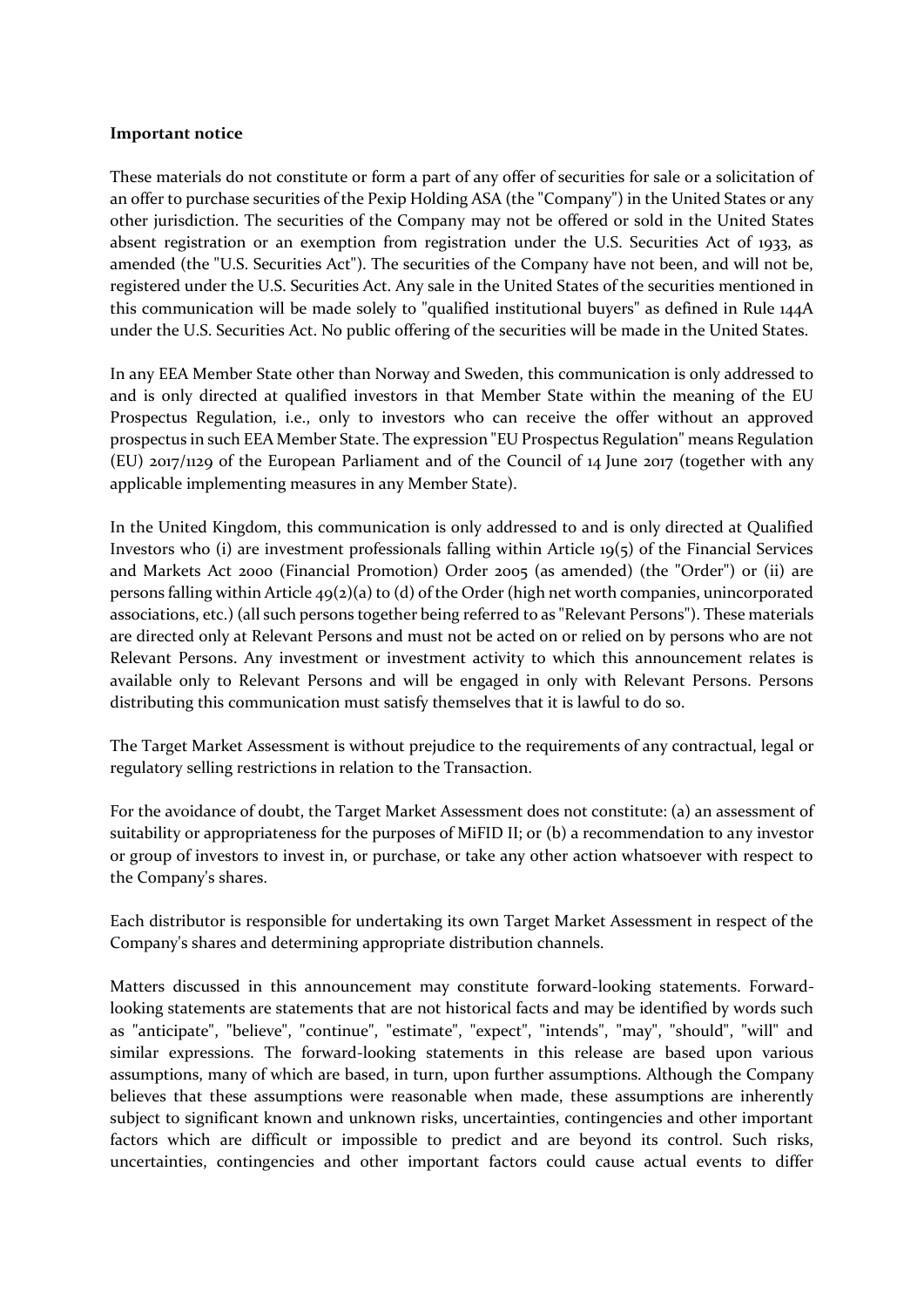**Important notice**

These materials do not constitute or form a part of any offer of securities for sale or a solicitation of an offer to purchase securities of the Pexip Holding ASA (the "Company") in the United States or any other jurisdiction. The securities of the Company may not be offered or sold in the United States absent registration or an exemption from registration under the U.S. Securities Act of 1933, as amended (the "U.S. Securities Act"). The securities of the Company have not been, and will not be, registered under the U.S. Securities Act. Any sale in the United States of the securities mentioned in this communication will be made solely to "qualified institutional buyers" as defined in Rule 144A under the U.S. Securities Act. No public offering of the securities will be made in the United States.

In any EEA Member State other than Norway and Sweden, this communication is only addressed to and is only directed at qualified investors in that Member State within the meaning of the EU Prospectus Regulation, i.e., only to investors who can receive the offer without an approved prospectus in such EEA Member State. The expression "EU Prospectus Regulation" means Regulation (EU) 2017/1129 of the European Parliament and of the Council of 14 June 2017 (together with any applicable implementing measures in any Member State).

In the United Kingdom, this communication is only addressed to and is only directed at Qualified Investors who (i) are investment professionals falling within Article 19(5) of the Financial Services and Markets Act 2000 (Financial Promotion) Order 2005 (as amended) (the "Order") or (ii) are persons falling within Article 49(2)(a) to (d) of the Order (high net worth companies, unincorporated associations, etc.) (all such persons together being referred to as "Relevant Persons"). These materials are directed only at Relevant Persons and must not be acted on or relied on by persons who are not Relevant Persons. Any investment or investment activity to which this announcement relates is available only to Relevant Persons and will be engaged in only with Relevant Persons. Persons distributing this communication must satisfy themselves that it is lawful to do so.

The Target Market Assessment is without prejudice to the requirements of any contractual, legal or regulatory selling restrictions in relation to the Transaction.

For the avoidance of doubt, the Target Market Assessment does not constitute: (a) an assessment of suitability or appropriateness for the purposes of MiFID II; or (b) a recommendation to any investor or group of investors to invest in, or purchase, or take any other action whatsoever with respect to the Company's shares.

Each distributor is responsible for undertaking its own Target Market Assessment in respect of the Company's shares and determining appropriate distribution channels.

Matters discussed in this announcement may constitute forward-looking statements. Forward-looking statements are statements that are not historical facts and may be identified by words such as "anticipate", "believe", "continue", "estimate", "expect", "intends", "may", "should", "will" and similar expressions. The forward-looking statements in this release are based upon various assumptions, many of which are based, in turn, upon further assumptions. Although the Company believes that these assumptions were reasonable when made, these assumptions are inherently subject to significant known and unknown risks, uncertainties, contingencies and other important factors which are difficult or impossible to predict and are beyond its control. Such risks, uncertainties, contingencies and other important factors could cause actual events to differ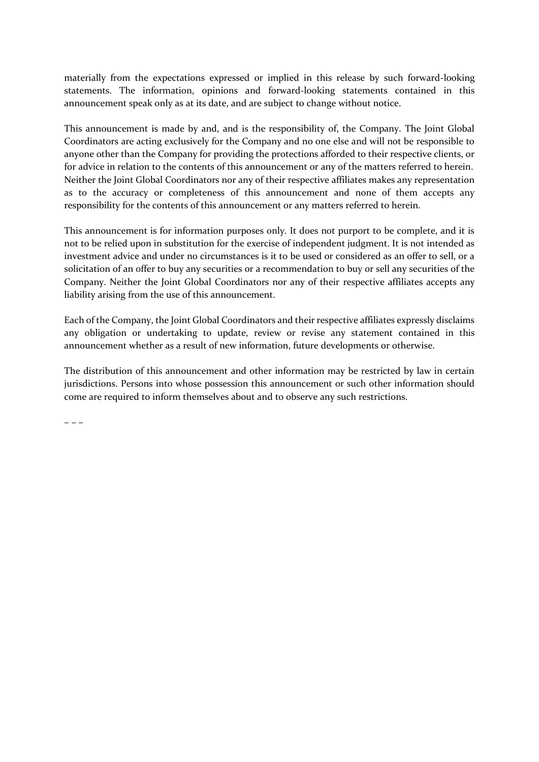materially from the expectations expressed or implied in this release by such forward-looking statements. The information, opinions and forward-looking statements contained in this announcement speak only as at its date, and are subject to change without notice.

This announcement is made by and, and is the responsibility of, the Company. The Joint Global Coordinators are acting exclusively for the Company and no one else and will not be responsible to anyone other than the Company for providing the protections afforded to their respective clients, or for advice in relation to the contents of this announcement or any of the matters referred to herein. Neither the Joint Global Coordinators nor any of their respective affiliates makes any representation as to the accuracy or completeness of this announcement and none of them accepts any responsibility for the contents of this announcement or any matters referred to herein.

This announcement is for information purposes only. It does not purport to be complete, and it is not to be relied upon in substitution for the exercise of independent judgment. It is not intended as investment advice and under no circumstances is it to be used or considered as an offer to sell, or a solicitation of an offer to buy any securities or a recommendation to buy or sell any securities of the Company. Neither the Joint Global Coordinators nor any of their respective affiliates accepts any liability arising from the use of this announcement.

Each of the Company, the Joint Global Coordinators and their respective affiliates expressly disclaims any obligation or undertaking to update, review or revise any statement contained in this announcement whether as a result of new information, future developments or otherwise.

The distribution of this announcement and other information may be restricted by law in certain jurisdictions. Persons into whose possession this announcement or such other information should come are required to inform themselves about and to observe any such restrictions.

– – –